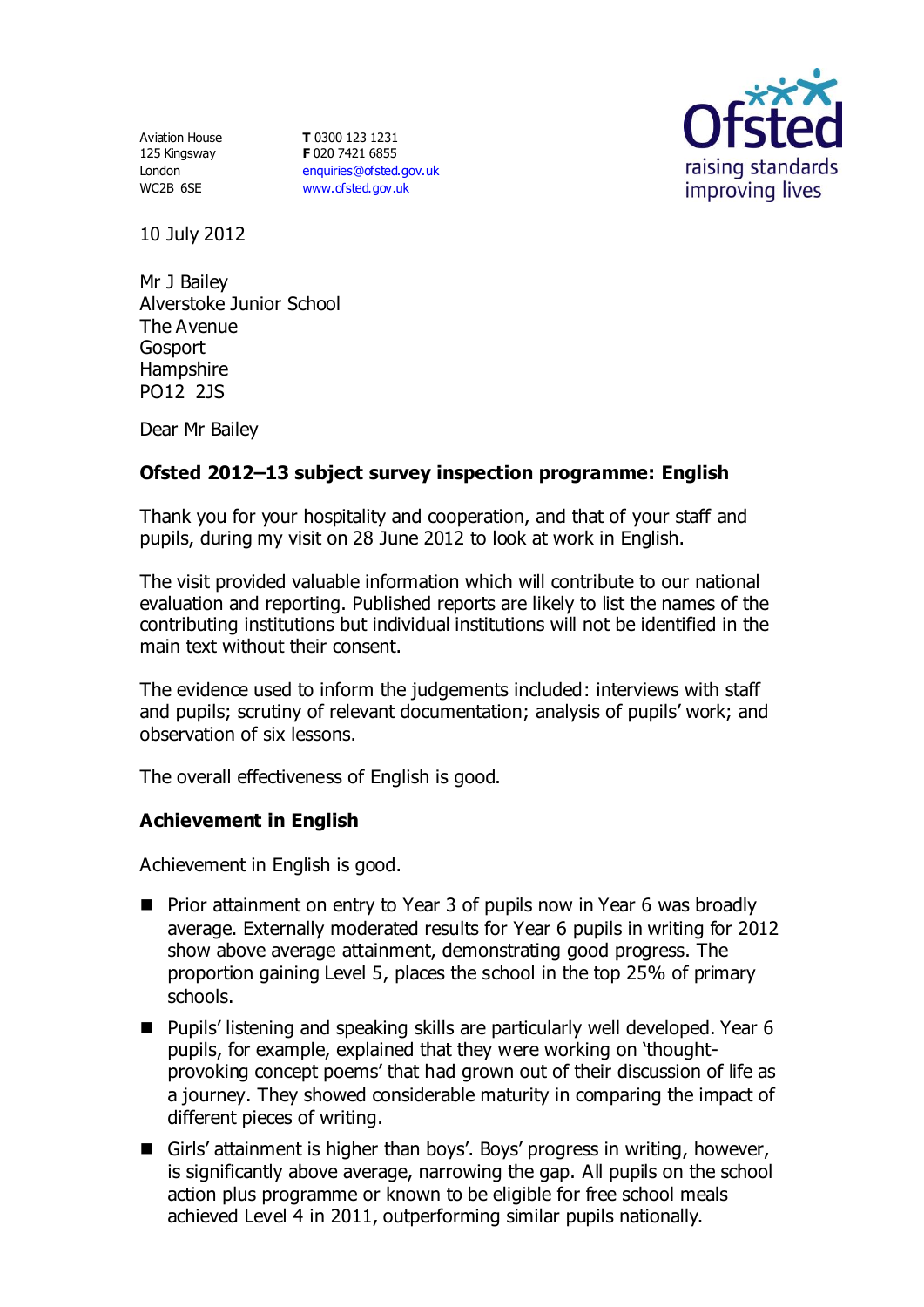Aviation House
125 Kingsway
London
WC2B 6SE

**T** 0300 123 1231
**F** 020 7421 6855
enquiries@ofsted.gov.uk
www.ofsted.gov.uk

Ofsted
raising standards
improving lives

10 July 2012

Mr J Bailey
Alverstoke Junior School
The Avenue
Gosport
Hampshire
PO12 2JS

Dear Mr Bailey

**Ofsted 2012–13 subject survey inspection programme: English**

Thank you for your hospitality and cooperation, and that of your staff and pupils, during my visit on 28 June 2012 to look at work in English.

The visit provided valuable information which will contribute to our national evaluation and reporting. Published reports are likely to list the names of the contributing institutions but individual institutions will not be identified in the main text without their consent.

The evidence used to inform the judgements included: interviews with staff and pupils; scrutiny of relevant documentation; analysis of pupils' work; and observation of six lessons.

The overall effectiveness of English is good.

## Achievement in English

Achievement in English is good.

- Prior attainment on entry to Year 3 of pupils now in Year 6 was broadly average. Externally moderated results for Year 6 pupils in writing for 2012 show above average attainment, demonstrating good progress. The proportion gaining Level 5, places the school in the top 25% of primary schools.
- Pupils' listening and speaking skills are particularly well developed. Year 6 pupils, for example, explained that they were working on 'thought-provoking concept poems' that had grown out of their discussion of life as a journey. They showed considerable maturity in comparing the impact of different pieces of writing.
- Girls' attainment is higher than boys'. Boys' progress in writing, however, is significantly above average, narrowing the gap. All pupils on the school action plus programme or known to be eligible for free school meals achieved Level 4 in 2011, outperforming similar pupils nationally.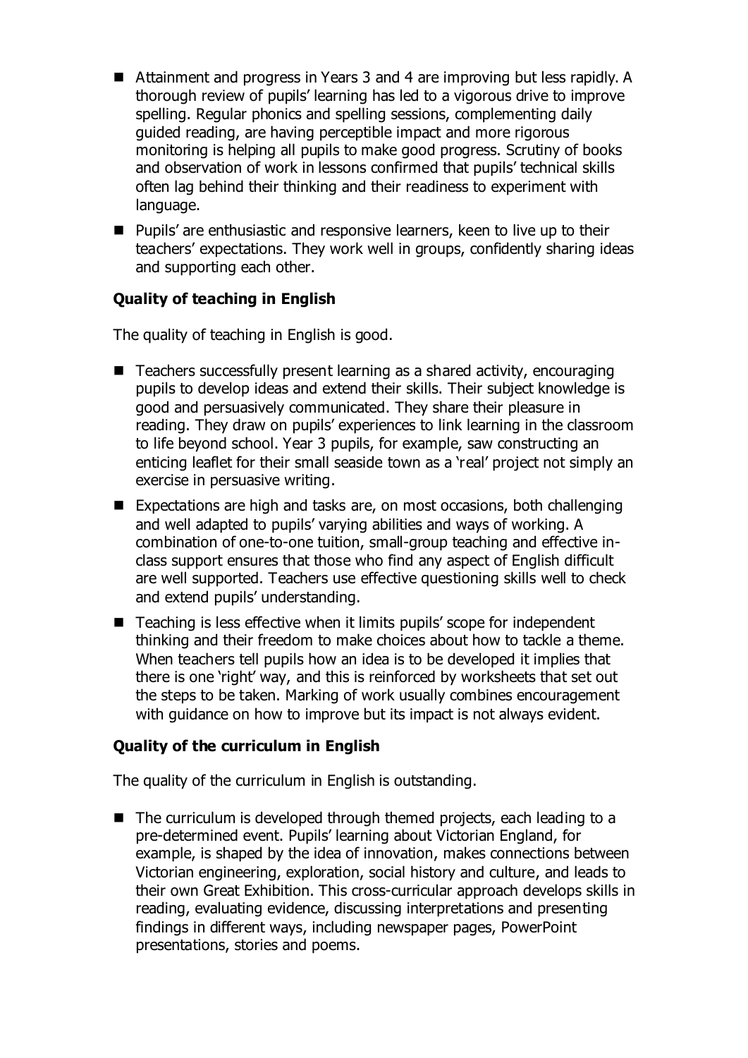- Attainment and progress in Years 3 and 4 are improving but less rapidly. A thorough review of pupils' learning has led to a vigorous drive to improve spelling. Regular phonics and spelling sessions, complementing daily guided reading, are having perceptible impact and more rigorous monitoring is helping all pupils to make good progress. Scrutiny of books and observation of work in lessons confirmed that pupils' technical skills often lag behind their thinking and their readiness to experiment with language.
- Pupils' are enthusiastic and responsive learners, keen to live up to their teachers' expectations. They work well in groups, confidently sharing ideas and supporting each other.

### Quality of teaching in English

The quality of teaching in English is good.

- Teachers successfully present learning as a shared activity, encouraging pupils to develop ideas and extend their skills. Their subject knowledge is good and persuasively communicated. They share their pleasure in reading. They draw on pupils' experiences to link learning in the classroom to life beyond school. Year 3 pupils, for example, saw constructing an enticing leaflet for their small seaside town as a 'real' project not simply an exercise in persuasive writing.
- Expectations are high and tasks are, on most occasions, both challenging and well adapted to pupils' varying abilities and ways of working. A combination of one-to-one tuition, small-group teaching and effective in-class support ensures that those who find any aspect of English difficult are well supported. Teachers use effective questioning skills well to check and extend pupils' understanding.
- Teaching is less effective when it limits pupils' scope for independent thinking and their freedom to make choices about how to tackle a theme. When teachers tell pupils how an idea is to be developed it implies that there is one 'right' way, and this is reinforced by worksheets that set out the steps to be taken. Marking of work usually combines encouragement with guidance on how to improve but its impact is not always evident.

### Quality of the curriculum in English

The quality of the curriculum in English is outstanding.

- The curriculum is developed through themed projects, each leading to a pre-determined event. Pupils' learning about Victorian England, for example, is shaped by the idea of innovation, makes connections between Victorian engineering, exploration, social history and culture, and leads to their own Great Exhibition. This cross-curricular approach develops skills in reading, evaluating evidence, discussing interpretations and presenting findings in different ways, including newspaper pages, PowerPoint presentations, stories and poems.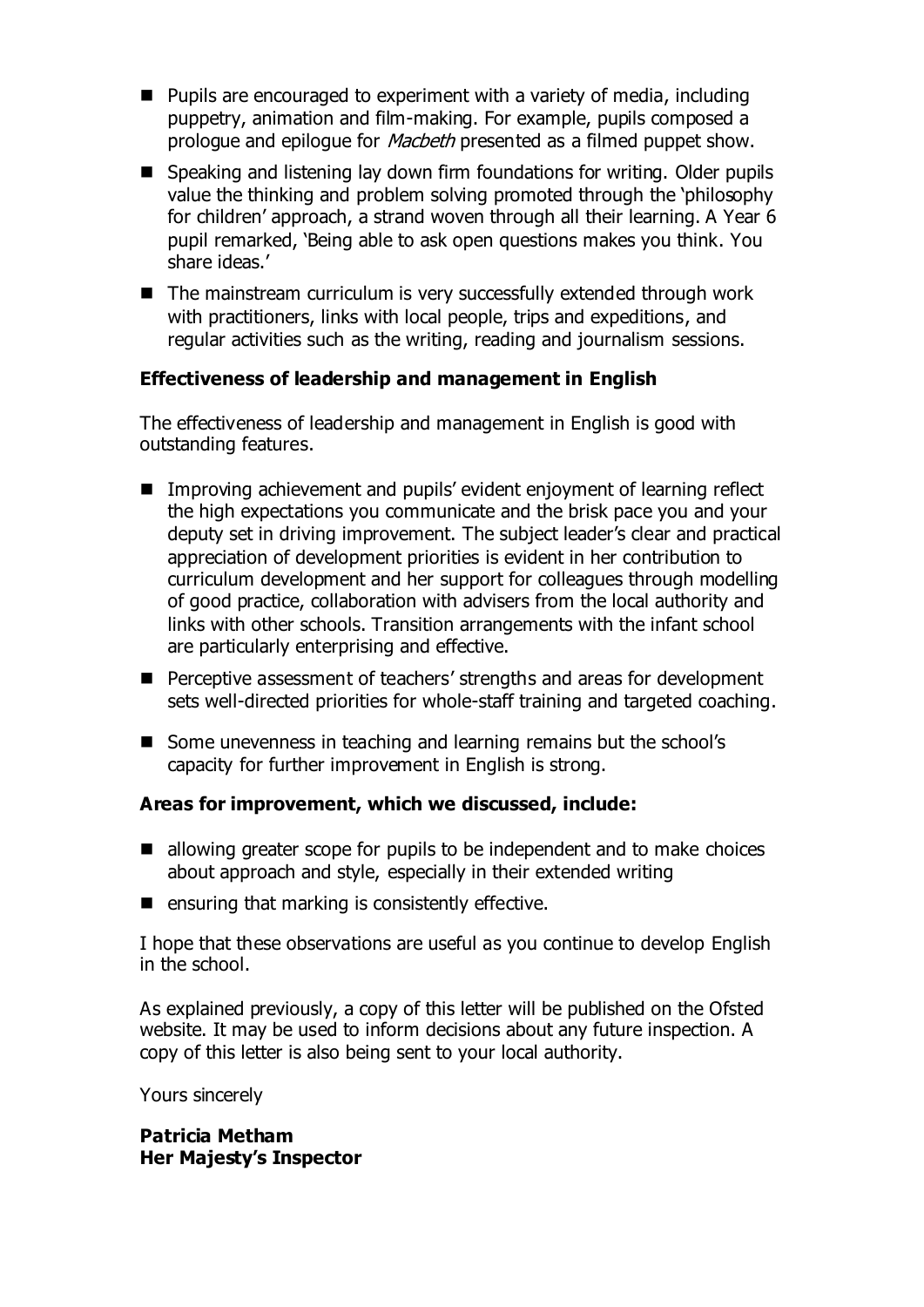- Pupils are encouraged to experiment with a variety of media, including puppetry, animation and film-making. For example, pupils composed a prologue and epilogue for *Macbeth* presented as a filmed puppet show.
- Speaking and listening lay down firm foundations for writing. Older pupils value the thinking and problem solving promoted through the 'philosophy for children' approach, a strand woven through all their learning. A Year 6 pupil remarked, 'Being able to ask open questions makes you think. You share ideas.'
- The mainstream curriculum is very successfully extended through work with practitioners, links with local people, trips and expeditions, and regular activities such as the writing, reading and journalism sessions.

**Effectiveness of leadership and management in English**

The effectiveness of leadership and management in English is good with outstanding features.

- Improving achievement and pupils' evident enjoyment of learning reflect the high expectations you communicate and the brisk pace you and your deputy set in driving improvement. The subject leader's clear and practical appreciation of development priorities is evident in her contribution to curriculum development and her support for colleagues through modelling of good practice, collaboration with advisers from the local authority and links with other schools. Transition arrangements with the infant school are particularly enterprising and effective.
- Perceptive assessment of teachers' strengths and areas for development sets well-directed priorities for whole-staff training and targeted coaching.
- Some unevenness in teaching and learning remains but the school's capacity for further improvement in English is strong.

**Areas for improvement, which we discussed, include:**

- allowing greater scope for pupils to be independent and to make choices about approach and style, especially in their extended writing
- ensuring that marking is consistently effective.

I hope that these observations are useful as you continue to develop English in the school.

As explained previously, a copy of this letter will be published on the Ofsted website. It may be used to inform decisions about any future inspection. A copy of this letter is also being sent to your local authority.

Yours sincerely

**Patricia Metham**
**Her Majesty's Inspector**